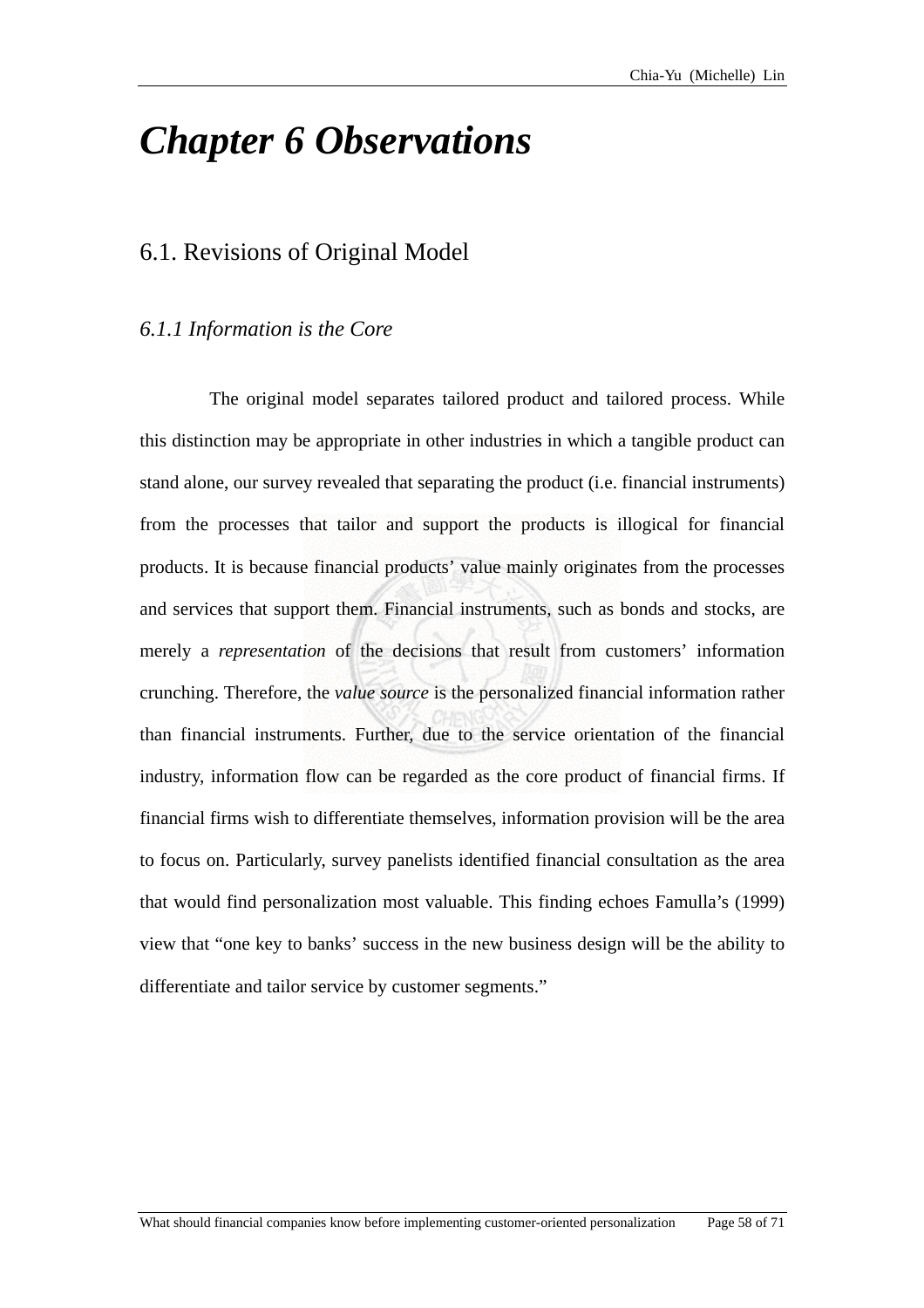# *Chapter 6 Observations*

## 6.1. Revisions of Original Model

### *6.1.1 Information is the Core*

The original model separates tailored product and tailored process. While this distinction may be appropriate in other industries in which a tangible product can stand alone, our survey revealed that separating the product (i.e. financial instruments) from the processes that tailor and support the products is illogical for financial products. It is because financial products' value mainly originates from the processes and services that support them. Financial instruments, such as bonds and stocks, are merely a *representation* of the decisions that result from customers' information crunching. Therefore, the *value source* is the personalized financial information rather than financial instruments. Further, due to the service orientation of the financial industry, information flow can be regarded as the core product of financial firms. If financial firms wish to differentiate themselves, information provision will be the area to focus on. Particularly, survey panelists identified financial consultation as the area that would find personalization most valuable. This finding echoes Famulla's (1999) view that "one key to banks' success in the new business design will be the ability to differentiate and tailor service by customer segments."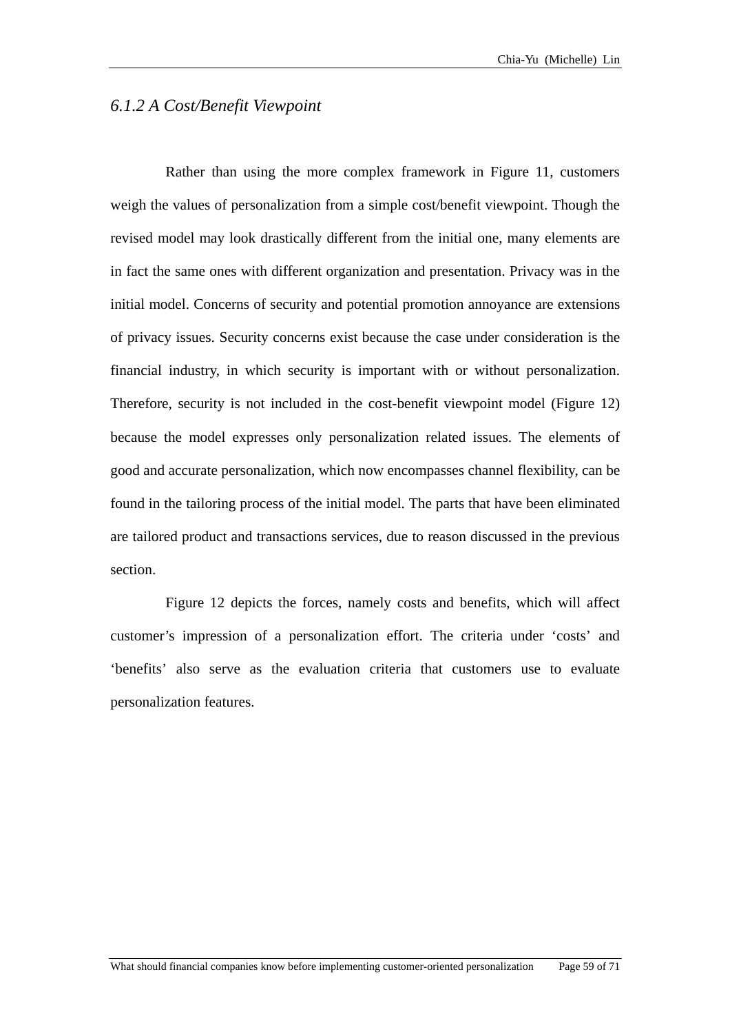### *6.1.2 A Cost/Benefit Viewpoint*

Rather than using the more complex framework in Figure 11, customers weigh the values of personalization from a simple cost/benefit viewpoint. Though the revised model may look drastically different from the initial one, many elements are in fact the same ones with different organization and presentation. Privacy was in the initial model. Concerns of security and potential promotion annoyance are extensions of privacy issues. Security concerns exist because the case under consideration is the financial industry, in which security is important with or without personalization. Therefore, security is not included in the cost-benefit viewpoint model (Figure 12) because the model expresses only personalization related issues. The elements of good and accurate personalization, which now encompasses channel flexibility, can be found in the tailoring process of the initial model. The parts that have been eliminated are tailored product and transactions services, due to reason discussed in the previous section.

Figure 12 depicts the forces, namely costs and benefits, which will affect customer's impression of a personalization effort. The criteria under 'costs' and 'benefits' also serve as the evaluation criteria that customers use to evaluate personalization features.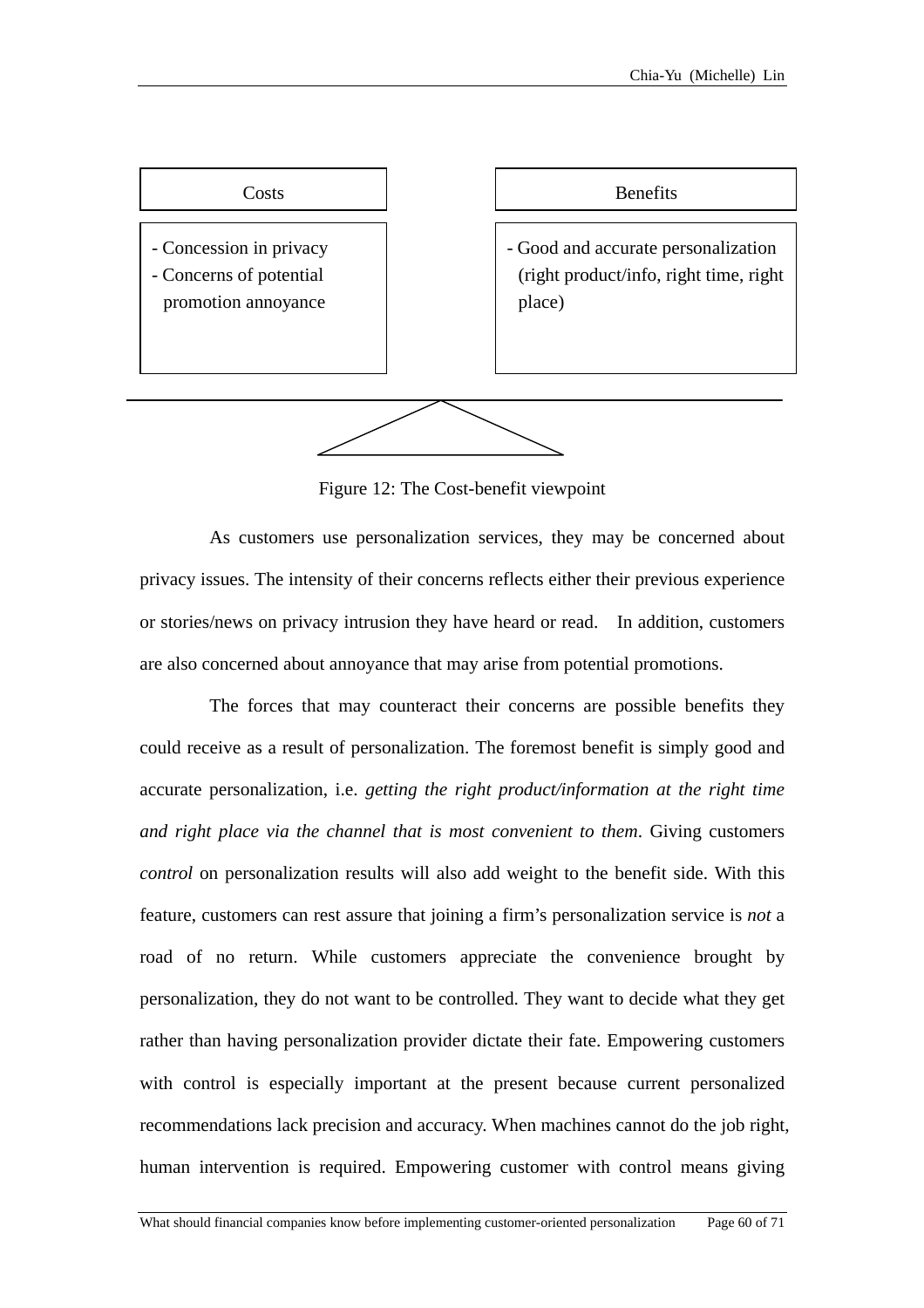| Costs | Benefits |
| --- | --- |
| - Concession in privacy<br>- Concerns of potential promotion annoyance | - Good and accurate personalization (right product/info, right time, right place) |

Figure 12: The Cost-benefit viewpoint

As customers use personalization services, they may be concerned about privacy issues. The intensity of their concerns reflects either their previous experience or stories/news on privacy intrusion they have heard or read. In addition, customers are also concerned about annoyance that may arise from potential promotions.

The forces that may counteract their concerns are possible benefits they could receive as a result of personalization. The foremost benefit is simply good and accurate personalization, i.e. *getting the right product/information at the right time and right place via the channel that is most convenient to them*. Giving customers *control* on personalization results will also add weight to the benefit side. With this feature, customers can rest assure that joining a firm's personalization service is *not* a road of no return. While customers appreciate the convenience brought by personalization, they do not want to be controlled. They want to decide what they get rather than having personalization provider dictate their fate. Empowering customers with control is especially important at the present because current personalized recommendations lack precision and accuracy. When machines cannot do the job right, human intervention is required. Empowering customer with control means giving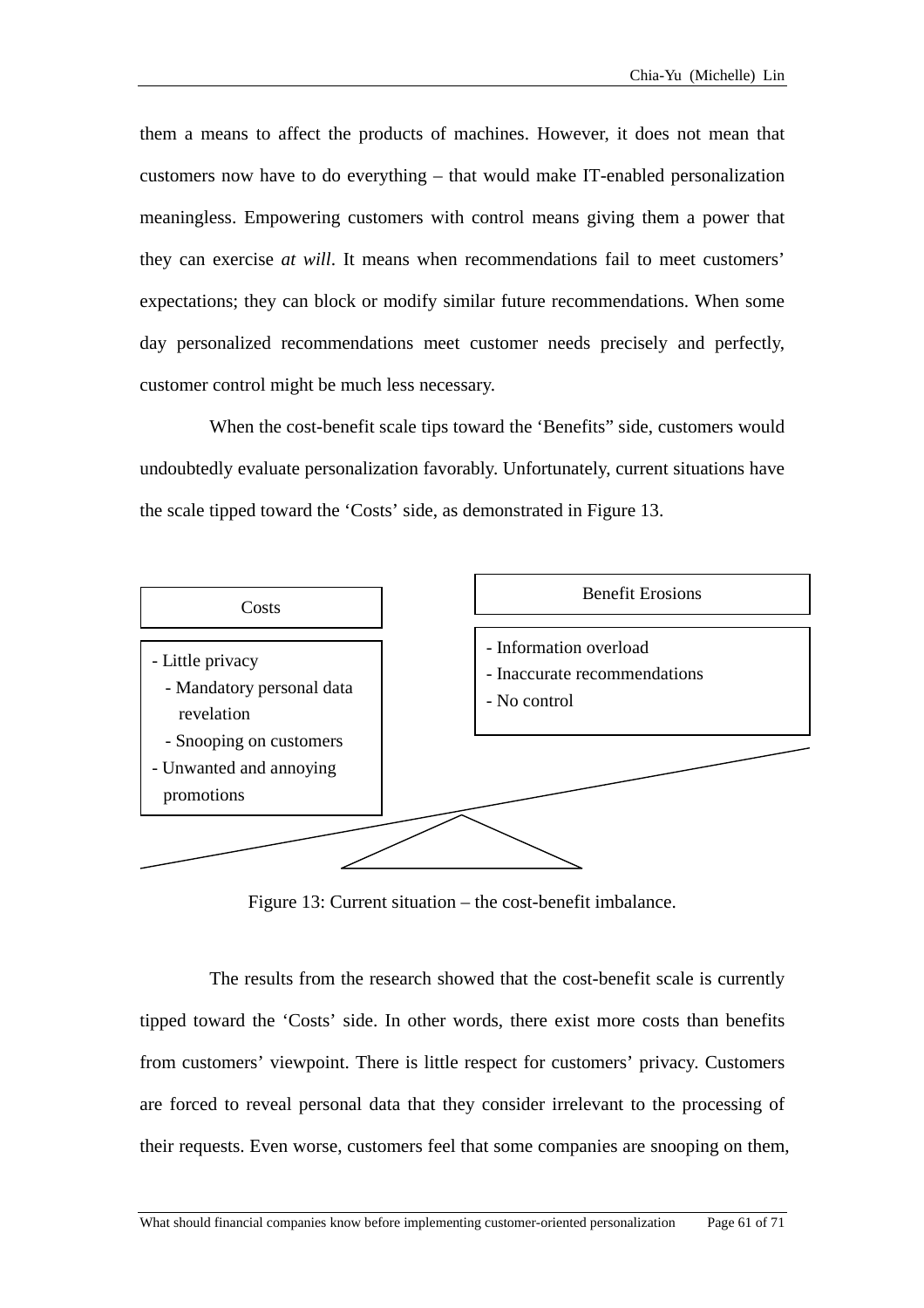them a means to affect the products of machines. However, it does not mean that customers now have to do everything – that would make IT-enabled personalization meaningless. Empowering customers with control means giving them a power that they can exercise *at will*. It means when recommendations fail to meet customers' expectations; they can block or modify similar future recommendations. When some day personalized recommendations meet customer needs precisely and perfectly, customer control might be much less necessary.

When the cost-benefit scale tips toward the 'Benefits" side, customers would undoubtedly evaluate personalization favorably. Unfortunately, current situations have the scale tipped toward the 'Costs' side, as demonstrated in Figure 13.

**Costs**

- Little privacy
  - Mandatory personal data revelation
  - Snooping on customers
- Unwanted and annoying promotions

**Benefit Erosions**

- Information overload
- Inaccurate recommendations
- No control

Figure 13: Current situation – the cost-benefit imbalance.

The results from the research showed that the cost-benefit scale is currently tipped toward the 'Costs' side. In other words, there exist more costs than benefits from customers' viewpoint. There is little respect for customers' privacy. Customers are forced to reveal personal data that they consider irrelevant to the processing of their requests. Even worse, customers feel that some companies are snooping on them,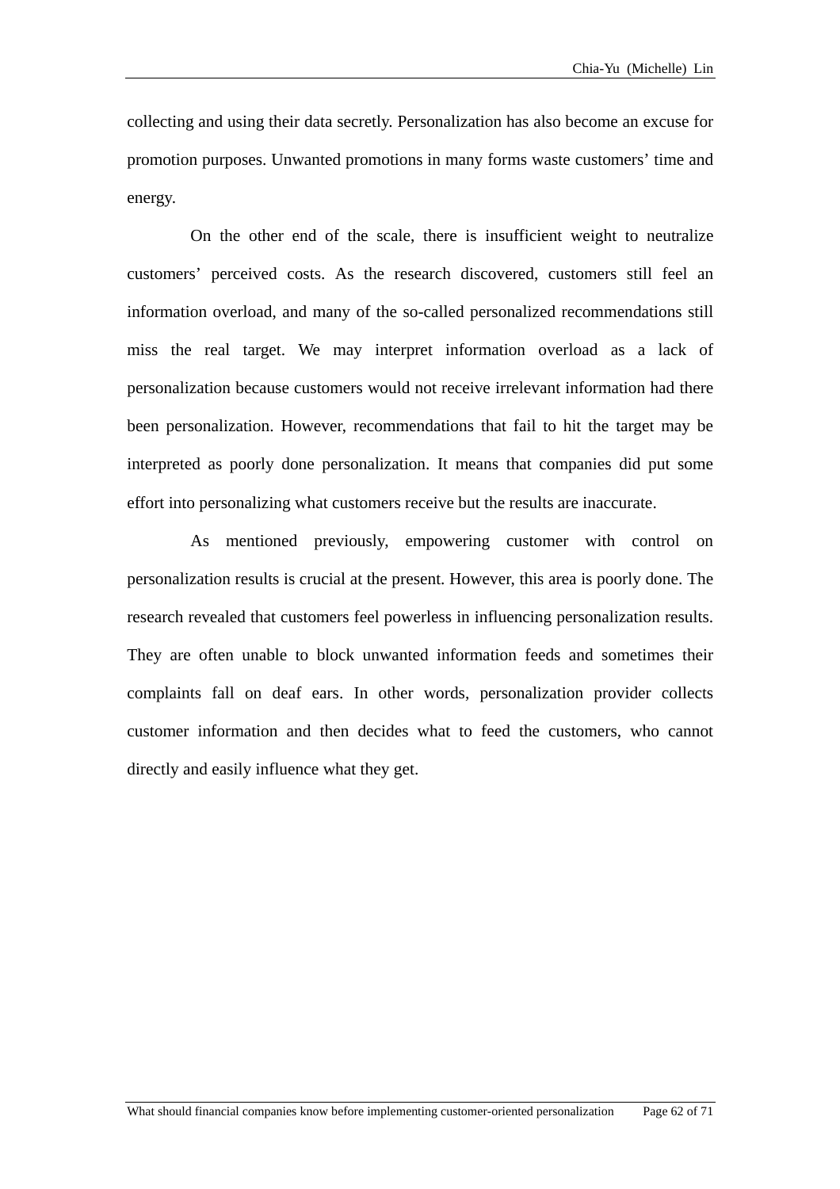collecting and using their data secretly. Personalization has also become an excuse for promotion purposes. Unwanted promotions in many forms waste customers' time and energy.

On the other end of the scale, there is insufficient weight to neutralize customers' perceived costs. As the research discovered, customers still feel an information overload, and many of the so-called personalized recommendations still miss the real target. We may interpret information overload as a lack of personalization because customers would not receive irrelevant information had there been personalization. However, recommendations that fail to hit the target may be interpreted as poorly done personalization. It means that companies did put some effort into personalizing what customers receive but the results are inaccurate.

As mentioned previously, empowering customer with control on personalization results is crucial at the present. However, this area is poorly done. The research revealed that customers feel powerless in influencing personalization results. They are often unable to block unwanted information feeds and sometimes their complaints fall on deaf ears. In other words, personalization provider collects customer information and then decides what to feed the customers, who cannot directly and easily influence what they get.